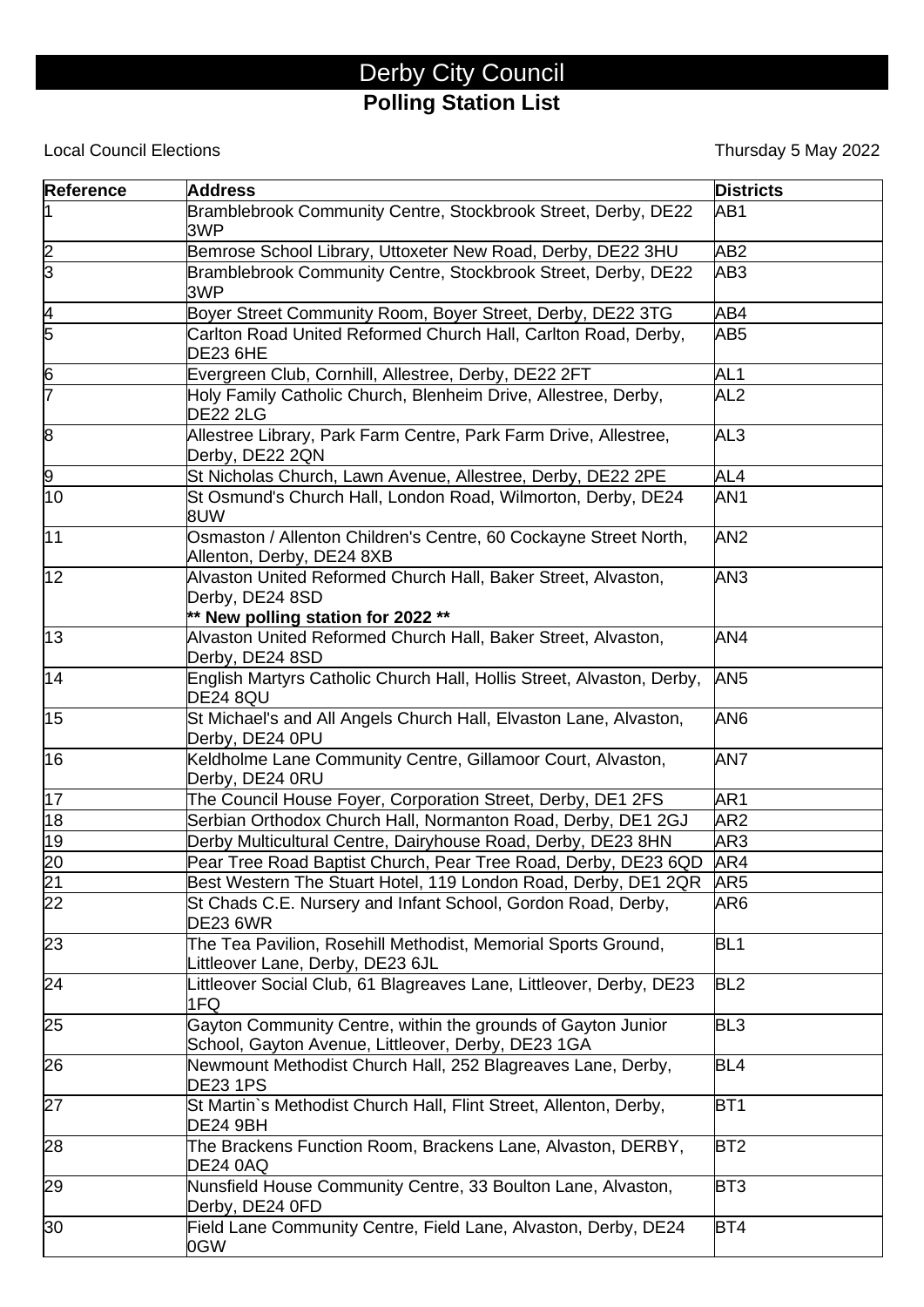# Derby City Council

## Polling Station List

Local Council Elections

Thursday 5 May 2022

| Reference | Address | Districts |
|---|---|---|
| 1 | Bramblebrook Community Centre, Stockbrook Street, Derby, DE22 3WP | AB1 |
| 2 | Bemrose School Library, Uttoxeter New Road, Derby, DE22 3HU | AB2 |
| 3 | Bramblebrook Community Centre, Stockbrook Street, Derby, DE22 3WP | AB3 |
| 4 | Boyer Street Community Room, Boyer Street, Derby, DE22 3TG | AB4 |
| 5 | Carlton Road United Reformed Church Hall, Carlton Road, Derby, DE23 6HE | AB5 |
| 6 | Evergreen Club, Cornhill, Allestree, Derby, DE22 2FT | AL1 |
| 7 | Holy Family Catholic Church, Blenheim Drive, Allestree, Derby, DE22 2LG | AL2 |
| 8 | Allestree Library, Park Farm Centre, Park Farm Drive, Allestree, Derby, DE22 2QN | AL3 |
| 9 | St Nicholas Church, Lawn Avenue, Allestree, Derby, DE22 2PE | AL4 |
| 10 | St Osmund's Church Hall, London Road, Wilmorton, Derby, DE24 8UW | AN1 |
| 11 | Osmaston / Allenton Children's Centre, 60 Cockayne Street North, Allenton, Derby, DE24 8XB | AN2 |
| 12 | Alvaston United Reformed Church Hall, Baker Street, Alvaston, Derby, DE24 8SD **** New polling station for 2022 **** | AN3 |
| 13 | Alvaston United Reformed Church Hall, Baker Street, Alvaston, Derby, DE24 8SD | AN4 |
| 14 | English Martyrs Catholic Church Hall, Hollis Street, Alvaston, Derby, DE24 8QU | AN5 |
| 15 | St Michael's and All Angels Church Hall, Elvaston Lane, Alvaston, Derby, DE24 0PU | AN6 |
| 16 | Keldholme Lane Community Centre, Gillamoor Court, Alvaston, Derby, DE24 0RU | AN7 |
| 17 | The Council House Foyer, Corporation Street, Derby, DE1 2FS | AR1 |
| 18 | Serbian Orthodox Church Hall, Normanton Road, Derby, DE1 2GJ | AR2 |
| 19 | Derby Multicultural Centre, Dairyhouse Road, Derby, DE23 8HN | AR3 |
| 20 | Pear Tree Road Baptist Church, Pear Tree Road, Derby, DE23 6QD | AR4 |
| 21 | Best Western The Stuart Hotel, 119 London Road, Derby, DE1 2QR | AR5 |
| 22 | St Chads C.E. Nursery and Infant School, Gordon Road, Derby, DE23 6WR | AR6 |
| 23 | The Tea Pavilion, Rosehill Methodist, Memorial Sports Ground, Littleover Lane, Derby, DE23 6JL | BL1 |
| 24 | Littleover Social Club, 61 Blagreaves Lane, Littleover, Derby, DE23 1FQ | BL2 |
| 25 | Gayton Community Centre, within the grounds of Gayton Junior School, Gayton Avenue, Littleover, Derby, DE23 1GA | BL3 |
| 26 | Newmount Methodist Church Hall, 252 Blagreaves Lane, Derby, DE23 1PS | BL4 |
| 27 | St Martin`s Methodist Church Hall, Flint Street, Allenton, Derby, DE24 9BH | BT1 |
| 28 | The Brackens Function Room, Brackens Lane, Alvaston, DERBY, DE24 0AQ | BT2 |
| 29 | Nunsfield House Community Centre, 33 Boulton Lane, Alvaston, Derby, DE24 0FD | BT3 |
| 30 | Field Lane Community Centre, Field Lane, Alvaston, Derby, DE24 0GW | BT4 |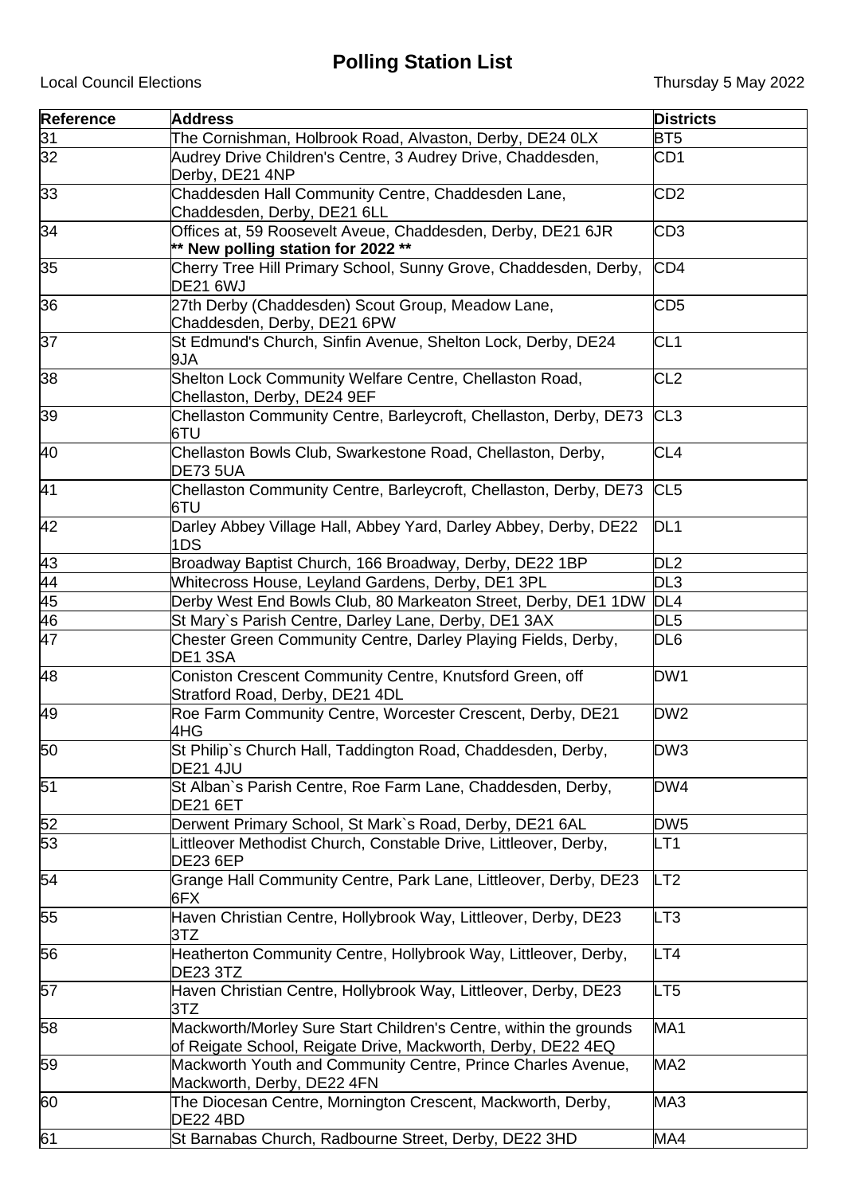# Polling Station List

Local Council Elections

Thursday 5 May 2022

| Reference | Address | Districts |
|---|---|---|
| 31 | The Cornishman, Holbrook Road, Alvaston, Derby, DE24 0LX | BT5 |
| 32 | Audrey Drive Children's Centre, 3 Audrey Drive, Chaddesden, Derby, DE21 4NP | CD1 |
| 33 | Chaddesden Hall Community Centre, Chaddesden Lane, Chaddesden, Derby, DE21 6LL | CD2 |
| 34 | Offices at, 59 Roosevelt Aveue, Chaddesden, Derby, DE21 6JR **** New polling station for 2022 **** | CD3 |
| 35 | Cherry Tree Hill Primary School, Sunny Grove, Chaddesden, Derby, DE21 6WJ | CD4 |
| 36 | 27th Derby (Chaddesden) Scout Group, Meadow Lane, Chaddesden, Derby, DE21 6PW | CD5 |
| 37 | St Edmund's Church, Sinfin Avenue, Shelton Lock, Derby, DE24 9JA | CL1 |
| 38 | Shelton Lock Community Welfare Centre, Chellaston Road, Chellaston, Derby, DE24 9EF | CL2 |
| 39 | Chellaston Community Centre, Barleycroft, Chellaston, Derby, DE73 6TU | CL3 |
| 40 | Chellaston Bowls Club, Swarkestone Road, Chellaston, Derby, DE73 5UA | CL4 |
| 41 | Chellaston Community Centre, Barleycroft, Chellaston, Derby, DE73 6TU | CL5 |
| 42 | Darley Abbey Village Hall, Abbey Yard, Darley Abbey, Derby, DE22 1DS | DL1 |
| 43 | Broadway Baptist Church, 166 Broadway, Derby, DE22 1BP | DL2 |
| 44 | Whitecross House, Leyland Gardens, Derby, DE1 3PL | DL3 |
| 45 | Derby West End Bowls Club, 80 Markeaton Street, Derby, DE1 1DW | DL4 |
| 46 | St Mary`s Parish Centre, Darley Lane, Derby, DE1 3AX | DL5 |
| 47 | Chester Green Community Centre, Darley Playing Fields, Derby, DE1 3SA | DL6 |
| 48 | Coniston Crescent Community Centre, Knutsford Green, off Stratford Road, Derby, DE21 4DL | DW1 |
| 49 | Roe Farm Community Centre, Worcester Crescent, Derby, DE21 4HG | DW2 |
| 50 | St Philip`s Church Hall, Taddington Road, Chaddesden, Derby, DE21 4JU | DW3 |
| 51 | St Alban`s Parish Centre, Roe Farm Lane, Chaddesden, Derby, DE21 6ET | DW4 |
| 52 | Derwent Primary School, St Mark`s Road, Derby, DE21 6AL | DW5 |
| 53 | Littleover Methodist Church, Constable Drive, Littleover, Derby, DE23 6EP | LT1 |
| 54 | Grange Hall Community Centre, Park Lane, Littleover, Derby, DE23 6FX | LT2 |
| 55 | Haven Christian Centre, Hollybrook Way, Littleover, Derby, DE23 3TZ | LT3 |
| 56 | Heatherton Community Centre, Hollybrook Way, Littleover, Derby, DE23 3TZ | LT4 |
| 57 | Haven Christian Centre, Hollybrook Way, Littleover, Derby, DE23 3TZ | LT5 |
| 58 | Mackworth/Morley Sure Start Children's Centre, within the grounds of Reigate School, Reigate Drive, Mackworth, Derby, DE22 4EQ | MA1 |
| 59 | Mackworth Youth and Community Centre, Prince Charles Avenue, Mackworth, Derby, DE22 4FN | MA2 |
| 60 | The Diocesan Centre, Mornington Crescent, Mackworth, Derby, DE22 4BD | MA3 |
| 61 | St Barnabas Church, Radbourne Street, Derby, DE22 3HD | MA4 |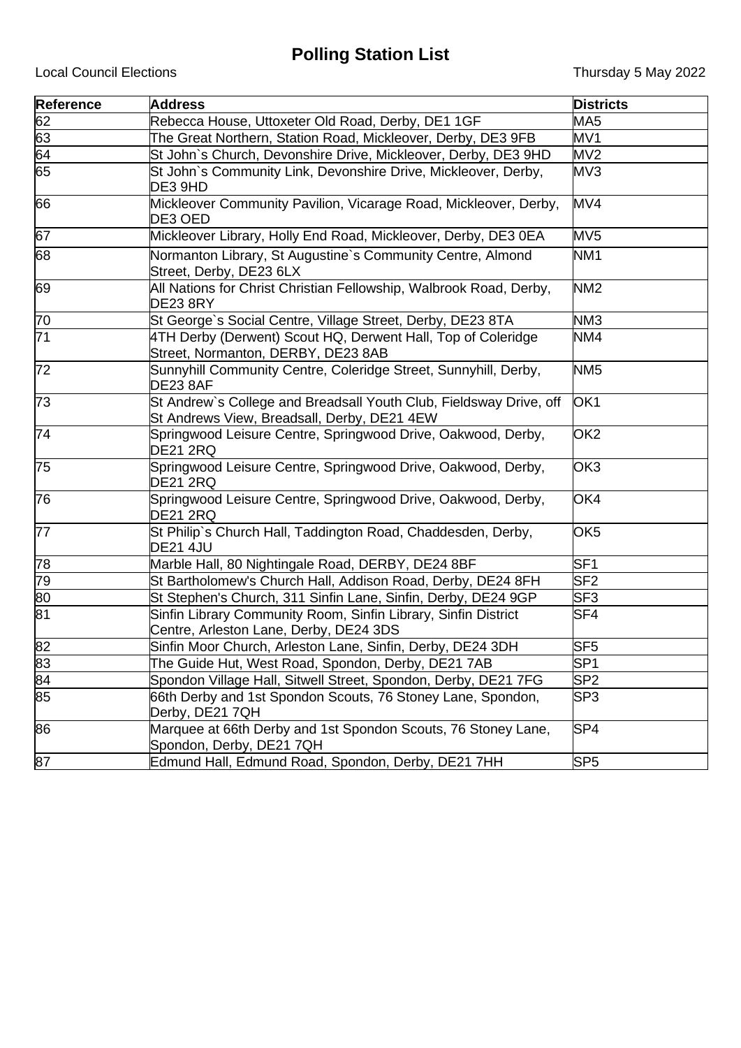# Polling Station List

Local Council Elections

Thursday 5 May 2022

| Reference | Address | Districts |
|---|---|---|
| 62 | Rebecca House, Uttoxeter Old Road, Derby, DE1 1GF | MA5 |
| 63 | The Great Northern, Station Road, Mickleover, Derby, DE3 9FB | MV1 |
| 64 | St John`s Church, Devonshire Drive, Mickleover, Derby, DE3 9HD | MV2 |
| 65 | St John`s Community Link, Devonshire Drive, Mickleover, Derby, DE3 9HD | MV3 |
| 66 | Mickleover Community Pavilion, Vicarage Road, Mickleover, Derby, DE3 OED | MV4 |
| 67 | Mickleover Library, Holly End Road, Mickleover, Derby, DE3 0EA | MV5 |
| 68 | Normanton Library, St Augustine`s Community Centre, Almond Street, Derby, DE23 6LX | NM1 |
| 69 | All Nations for Christ Christian Fellowship, Walbrook Road, Derby, DE23 8RY | NM2 |
| 70 | St George`s Social Centre, Village Street, Derby, DE23 8TA | NM3 |
| 71 | 4TH Derby (Derwent) Scout HQ, Derwent Hall, Top of Coleridge Street, Normanton, DERBY, DE23 8AB | NM4 |
| 72 | Sunnyhill Community Centre, Coleridge Street, Sunnyhill, Derby, DE23 8AF | NM5 |
| 73 | St Andrew`s College and Breadsall Youth Club, Fieldsway Drive, off St Andrews View, Breadsall, Derby, DE21 4EW | OK1 |
| 74 | Springwood Leisure Centre, Springwood Drive, Oakwood, Derby, DE21 2RQ | OK2 |
| 75 | Springwood Leisure Centre, Springwood Drive, Oakwood, Derby, DE21 2RQ | OK3 |
| 76 | Springwood Leisure Centre, Springwood Drive, Oakwood, Derby, DE21 2RQ | OK4 |
| 77 | St Philip`s Church Hall, Taddington Road, Chaddesden, Derby, DE21 4JU | OK5 |
| 78 | Marble Hall, 80 Nightingale Road, DERBY, DE24 8BF | SF1 |
| 79 | St Bartholomew's Church Hall, Addison Road, Derby, DE24 8FH | SF2 |
| 80 | St Stephen's Church, 311 Sinfin Lane, Sinfin, Derby, DE24 9GP | SF3 |
| 81 | Sinfin Library Community Room, Sinfin Library, Sinfin District Centre, Arleston Lane, Derby, DE24 3DS | SF4 |
| 82 | Sinfin Moor Church, Arleston Lane, Sinfin, Derby, DE24 3DH | SF5 |
| 83 | The Guide Hut, West Road, Spondon, Derby, DE21 7AB | SP1 |
| 84 | Spondon Village Hall, Sitwell Street, Spondon, Derby, DE21 7FG | SP2 |
| 85 | 66th Derby and 1st Spondon Scouts, 76 Stoney Lane, Spondon, Derby, DE21 7QH | SP3 |
| 86 | Marquee at 66th Derby and 1st Spondon Scouts, 76 Stoney Lane, Spondon, Derby, DE21 7QH | SP4 |
| 87 | Edmund Hall, Edmund Road, Spondon, Derby, DE21 7HH | SP5 |